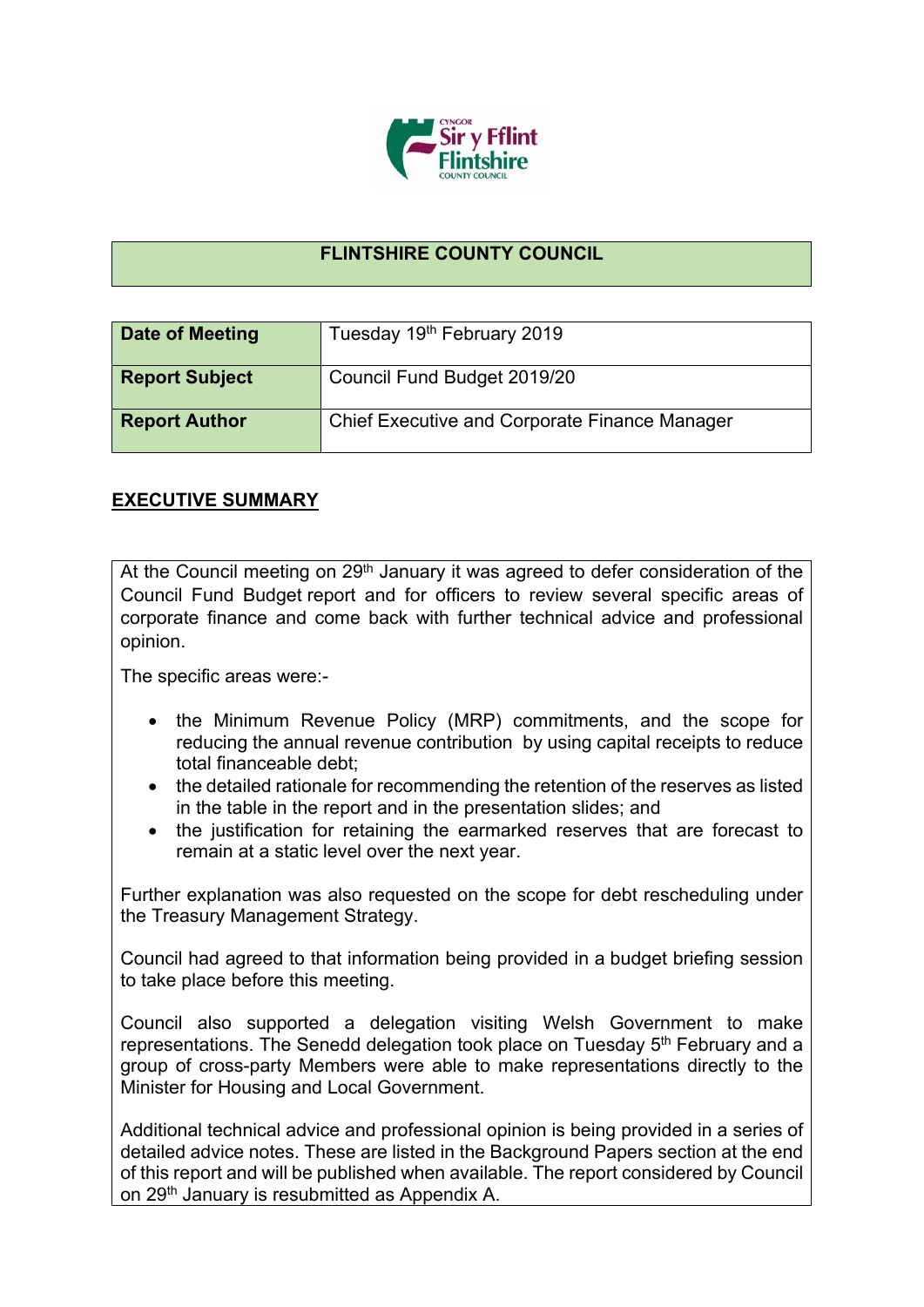# FLINTSHIRE COUNTY COUNCIL

| Date of Meeting | Tuesday 19th February 2019 |
|---|---|
| Report Subject | Council Fund Budget 2019/20 |
| Report Author | Chief Executive and Corporate Finance Manager |

## EXECUTIVE SUMMARY

At the Council meeting on 29th January it was agreed to defer consideration of the Council Fund Budget report and for officers to review several specific areas of corporate finance and come back with further technical advice and professional opinion.

The specific areas were:-

- the Minimum Revenue Policy (MRP) commitments, and the scope for reducing the annual revenue contribution by using capital receipts to reduce total financeable debt;
- the detailed rationale for recommending the retention of the reserves as listed in the table in the report and in the presentation slides; and
- the justification for retaining the earmarked reserves that are forecast to remain at a static level over the next year.

Further explanation was also requested on the scope for debt rescheduling under the Treasury Management Strategy.

Council had agreed to that information being provided in a budget briefing session to take place before this meeting.

Council also supported a delegation visiting Welsh Government to make representations. The Senedd delegation took place on Tuesday 5th February and a group of cross-party Members were able to make representations directly to the Minister for Housing and Local Government.

Additional technical advice and professional opinion is being provided in a series of detailed advice notes. These are listed in the Background Papers section at the end of this report and will be published when available. The report considered by Council on 29th January is resubmitted as Appendix A.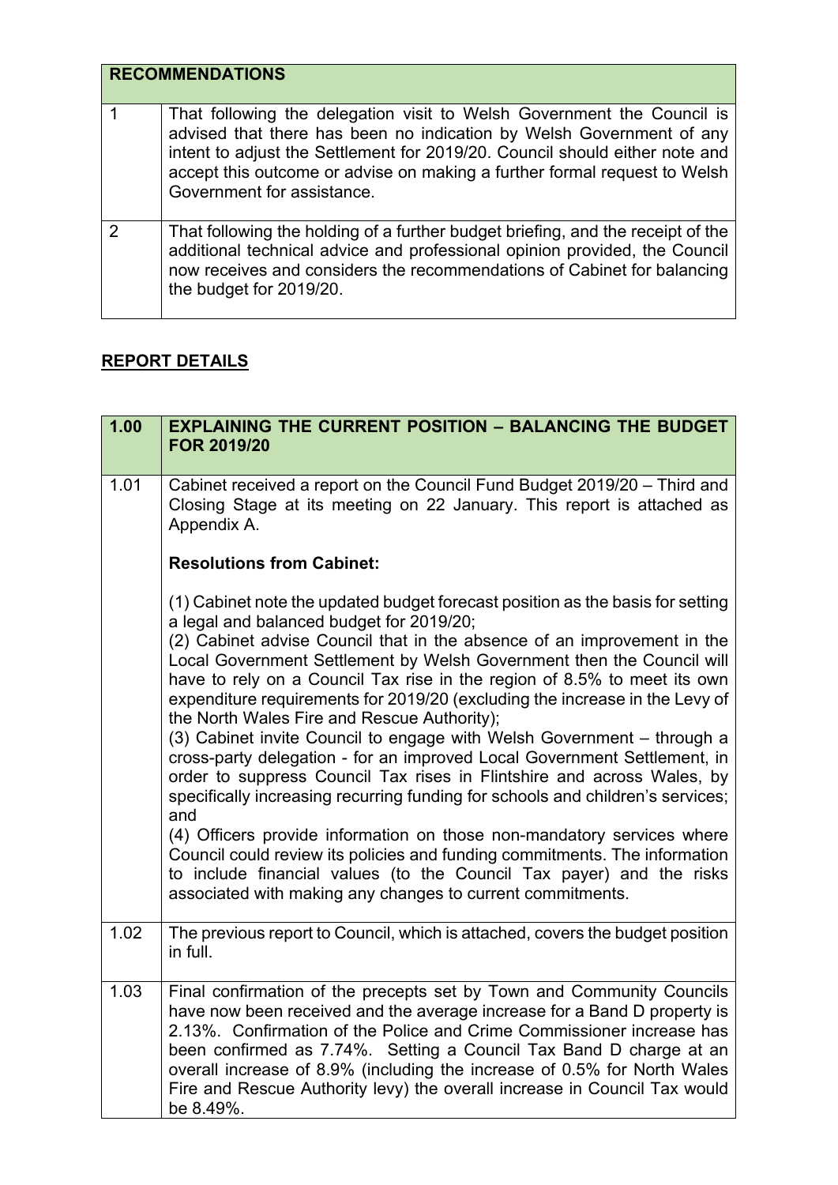| RECOMMENDATIONS | |
|---|---|
| 1 | That following the delegation visit to Welsh Government the Council is advised that there has been no indication by Welsh Government of any intent to adjust the Settlement for 2019/20. Council should either note and accept this outcome or advise on making a further formal request to Welsh Government for assistance. |
| 2 | That following the holding of a further budget briefing, and the receipt of the additional technical advice and professional opinion provided, the Council now receives and considers the recommendations of Cabinet for balancing the budget for 2019/20. |

## REPORT DETAILS

| 1.00 | EXPLAINING THE CURRENT POSITION – BALANCING THE BUDGET FOR 2019/20 |
|---|---|
| 1.01 | Cabinet received a report on the Council Fund Budget 2019/20 – Third and Closing Stage at its meeting on 22 January. This report is attached as Appendix A.<br><br>**Resolutions from Cabinet:**<br><br>(1) Cabinet note the updated budget forecast position as the basis for setting a legal and balanced budget for 2019/20;<br>(2) Cabinet advise Council that in the absence of an improvement in the Local Government Settlement by Welsh Government then the Council will have to rely on a Council Tax rise in the region of 8.5% to meet its own expenditure requirements for 2019/20 (excluding the increase in the Levy of the North Wales Fire and Rescue Authority);<br>(3) Cabinet invite Council to engage with Welsh Government – through a cross-party delegation - for an improved Local Government Settlement, in order to suppress Council Tax rises in Flintshire and across Wales, by specifically increasing recurring funding for schools and children's services; and<br>(4) Officers provide information on those non-mandatory services where Council could review its policies and funding commitments. The information to include financial values (to the Council Tax payer) and the risks associated with making any changes to current commitments. |
| 1.02 | The previous report to Council, which is attached, covers the budget position in full. |
| 1.03 | Final confirmation of the precepts set by Town and Community Councils have now been received and the average increase for a Band D property is 2.13%. Confirmation of the Police and Crime Commissioner increase has been confirmed as 7.74%. Setting a Council Tax Band D charge at an overall increase of 8.9% (including the increase of 0.5% for North Wales Fire and Rescue Authority levy) the overall increase in Council Tax would be 8.49%. |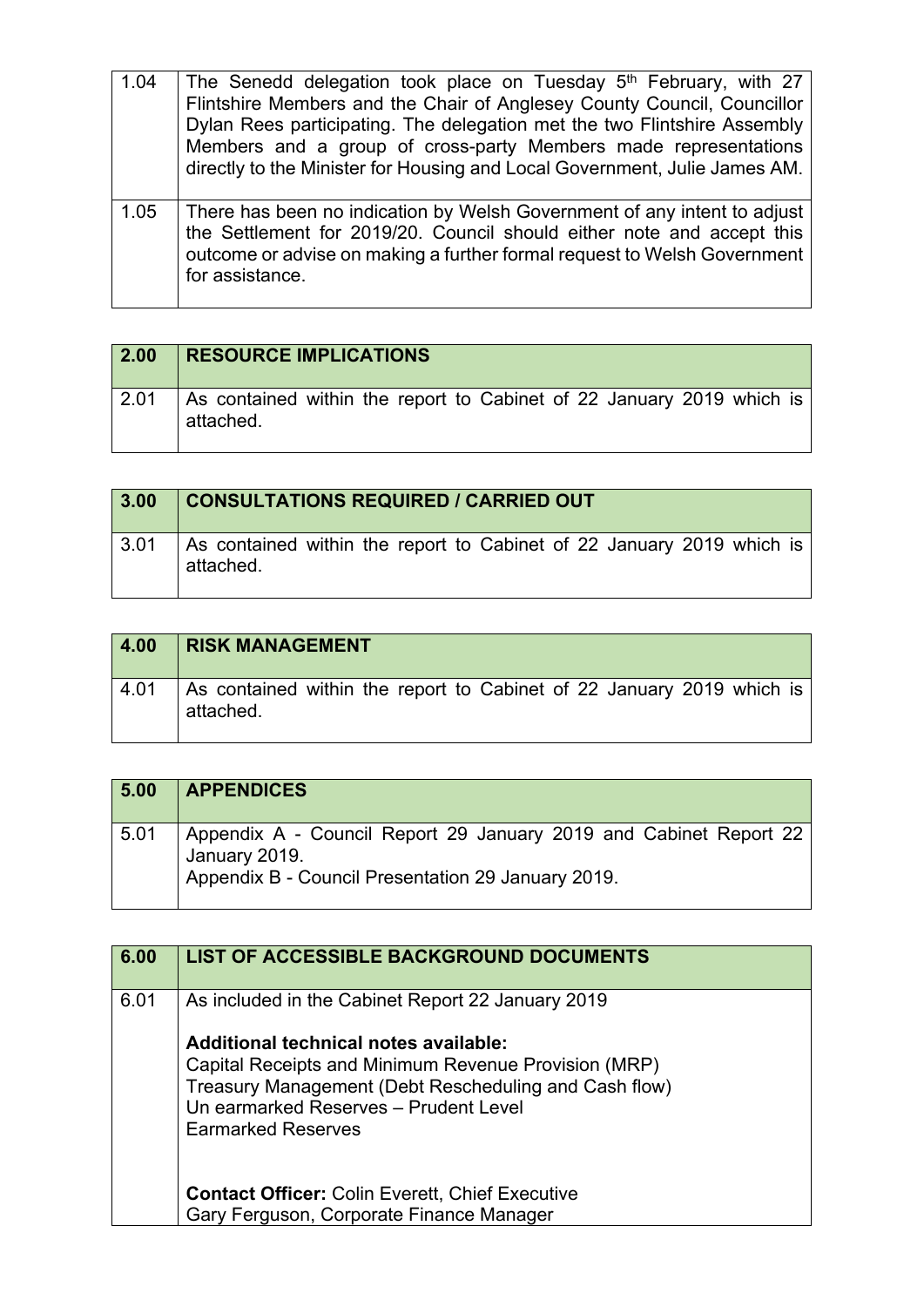| | |
|---|---|
| 1.04 | The Senedd delegation took place on Tuesday 5th February, with 27 Flintshire Members and the Chair of Anglesey County Council, Councillor Dylan Rees participating. The delegation met the two Flintshire Assembly Members and a group of cross-party Members made representations directly to the Minister for Housing and Local Government, Julie James AM. |
| 1.05 | There has been no indication by Welsh Government of any intent to adjust the Settlement for 2019/20. Council should either note and accept this outcome or advise on making a further formal request to Welsh Government for assistance. |

| 2.00 | RESOURCE IMPLICATIONS |
|---|---|
| 2.01 | As contained within the report to Cabinet of 22 January 2019 which is attached. |

| 3.00 | CONSULTATIONS REQUIRED / CARRIED OUT |
|---|---|
| 3.01 | As contained within the report to Cabinet of 22 January 2019 which is attached. |

| 4.00 | RISK MANAGEMENT |
|---|---|
| 4.01 | As contained within the report to Cabinet of 22 January 2019 which is attached. |

| 5.00 | APPENDICES |
|---|---|
| 5.01 | Appendix A - Council Report 29 January 2019 and Cabinet Report 22 January 2019.<br>Appendix B - Council Presentation 29 January 2019. |

| 6.00 | LIST OF ACCESSIBLE BACKGROUND DOCUMENTS |
|---|---|
| 6.01 | As included in the Cabinet Report 22 January 2019<br><br>**Additional technical notes available:**<br>Capital Receipts and Minimum Revenue Provision (MRP)<br>Treasury Management (Debt Rescheduling and Cash flow)<br>Un earmarked Reserves – Prudent Level<br>Earmarked Reserves<br><br>**Contact Officer:** Colin Everett, Chief Executive<br>Gary Ferguson, Corporate Finance Manager |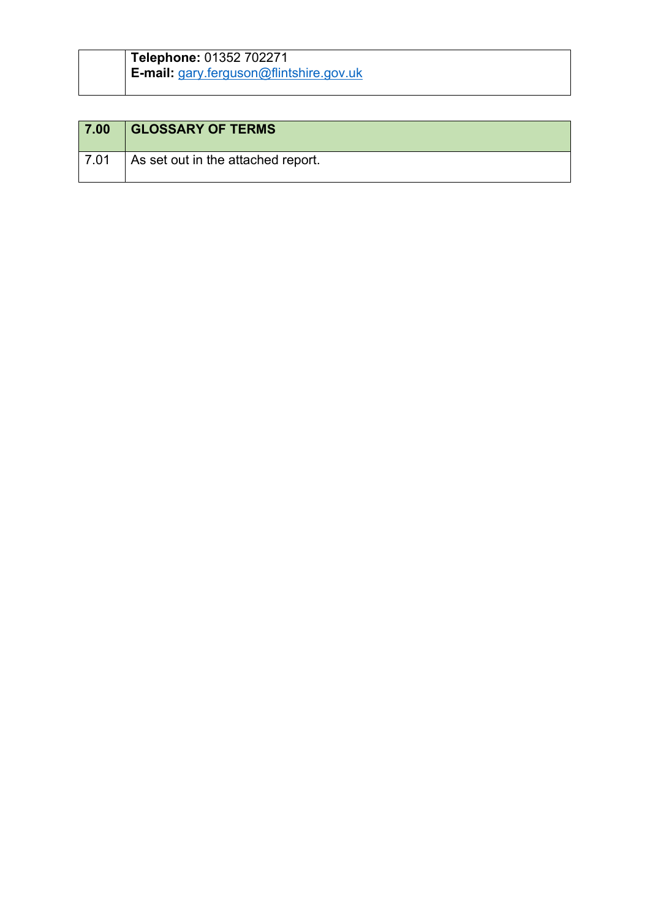| | |
|---|---|
| | **Telephone:** 01352 702271<br>**E-mail:** gary.ferguson@flintshire.gov.uk |

| **7.00** | **GLOSSARY OF TERMS** |
|---|---|
| 7.01 | As set out in the attached report. |